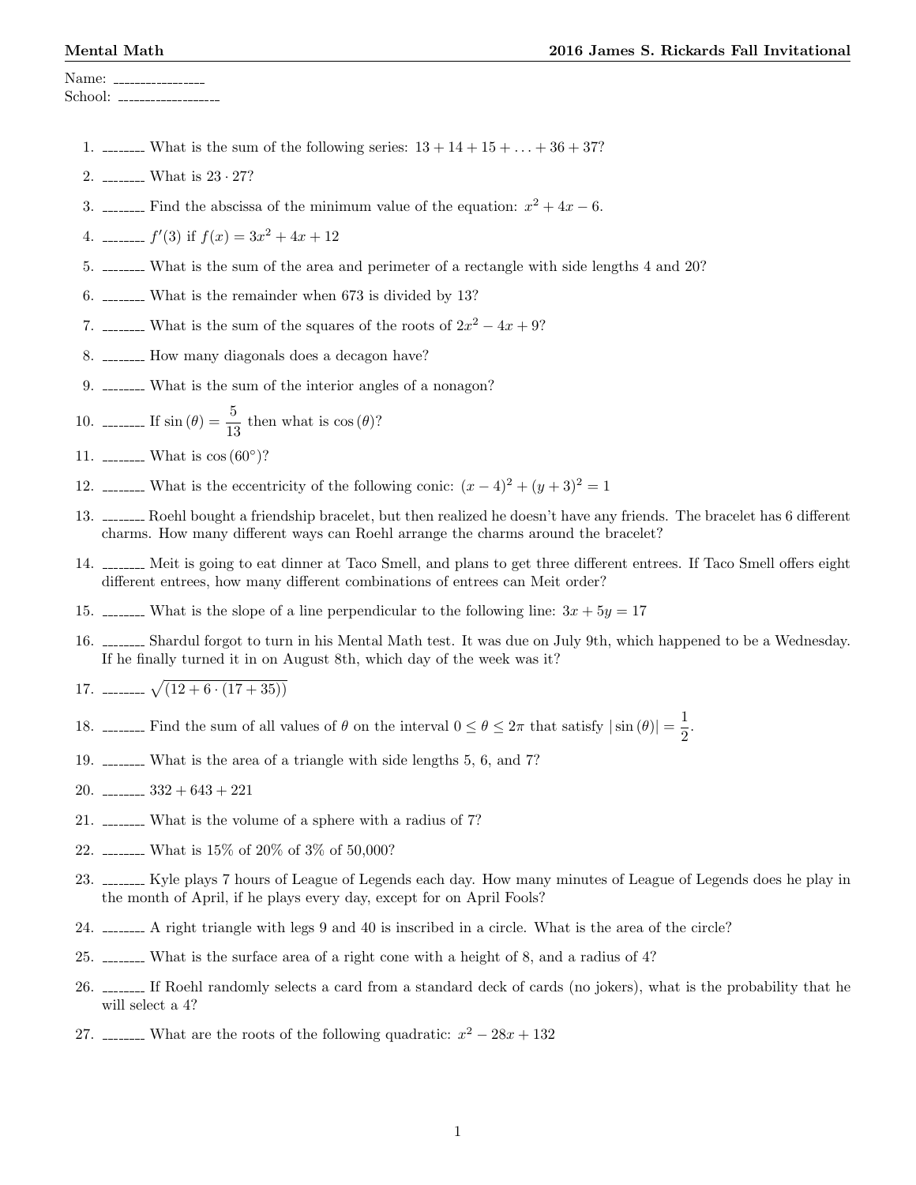Name: ________________

School: ________________

1. ________ What is the sum of the following series: $13 + 14 + 15 + \ldots + 36 + 37$?

2. ________ What is $23 \cdot 27$?

3. ________ Find the abscissa of the minimum value of the equation: $x^2 + 4x - 6$.

4. ________ $f'(3)$ if $f(x) = 3x^2 + 4x + 12$

5. ________ What is the sum of the area and perimeter of a rectangle with side lengths 4 and 20?

6. ________ What is the remainder when 673 is divided by 13?

7. ________ What is the sum of the squares of the roots of $2x^2 - 4x + 9$?

8. ________ How many diagonals does a decagon have?

9. ________ What is the sum of the interior angles of a nonagon?

10. ________ If $\sin(\theta) = \dfrac{5}{13}$ then what is $\cos(\theta)$?

11. ________ What is $\cos(60°)$?

12. ________ What is the eccentricity of the following conic: $(x-4)^2 + (y+3)^2 = 1$

13. ________ Roehl bought a friendship bracelet, but then realized he doesn't have any friends. The bracelet has 6 different charms. How many different ways can Roehl arrange the charms around the bracelet?

14. ________ Meit is going to eat dinner at Taco Smell, and plans to get three different entrees. If Taco Smell offers eight different entrees, how many different combinations of entrees can Meit order?

15. ________ What is the slope of a line perpendicular to the following line: $3x + 5y = 17$

16. ________ Shardul forgot to turn in his Mental Math test. It was due on July 9th, which happened to be a Wednesday. If he finally turned it in on August 8th, which day of the week was it?

17. ________ $\sqrt{(12 + 6 \cdot (17 + 35))}$

18. ________ Find the sum of all values of $\theta$ on the interval $0 \leq \theta \leq 2\pi$ that satisfy $|\sin(\theta)| = \dfrac{1}{2}$.

19. ________ What is the area of a triangle with side lengths 5, 6, and 7?

20. ________ $332 + 643 + 221$

21. ________ What is the volume of a sphere with a radius of 7?

22. ________ What is 15% of 20% of 3% of 50,000?

23. ________ Kyle plays 7 hours of League of Legends each day. How many minutes of League of Legends does he play in the month of April, if he plays every day, except for on April Fools?

24. ________ A right triangle with legs 9 and 40 is inscribed in a circle. What is the area of the circle?

25. ________ What is the surface area of a right cone with a height of 8, and a radius of 4?

26. ________ If Roehl randomly selects a card from a standard deck of cards (no jokers), what is the probability that he will select a 4?

27. ________ What are the roots of the following quadratic: $x^2 - 28x + 132$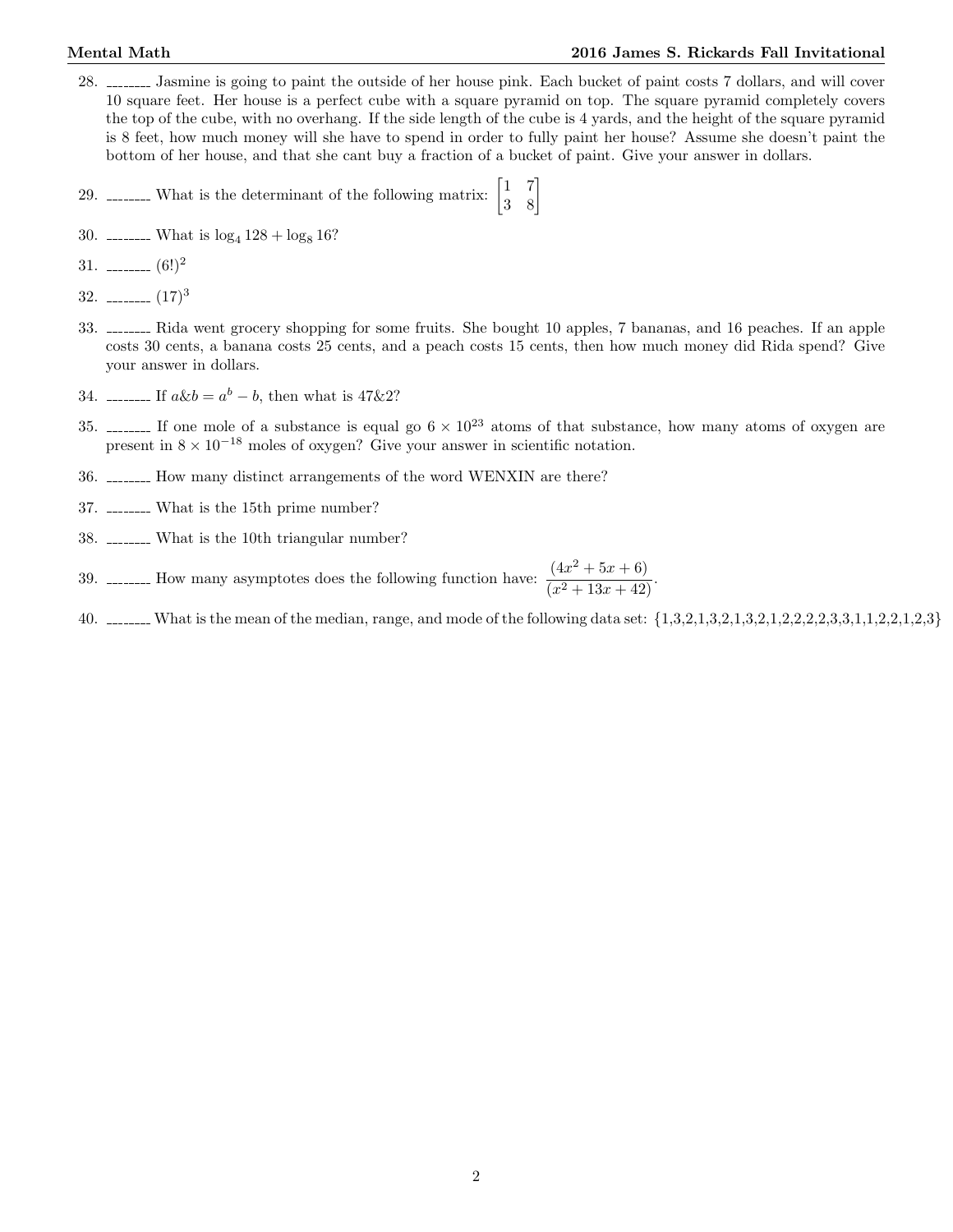28. ________ Jasmine is going to paint the outside of her house pink. Each bucket of paint costs 7 dollars, and will cover 10 square feet. Her house is a perfect cube with a square pyramid on top. The square pyramid completely covers the top of the cube, with no overhang. If the side length of the cube is 4 yards, and the height of the square pyramid is 8 feet, how much money will she have to spend in order to fully paint her house? Assume she doesn't paint the bottom of her house, and that she cant buy a fraction of a bucket of paint. Give your answer in dollars.

29. ________ What is the determinant of the following matrix: $\begin{bmatrix} 1 & 7 \\ 3 & 8 \end{bmatrix}$

30. ________ What is $\log_4 128 + \log_8 16$?

31. ________ $(6!)^2$

32. ________ $(17)^3$

33. ________ Rida went grocery shopping for some fruits. She bought 10 apples, 7 bananas, and 16 peaches. If an apple costs 30 cents, a banana costs 25 cents, and a peach costs 15 cents, then how much money did Rida spend? Give your answer in dollars.

34. ________ If $a\&b = a^b - b$, then what is $47\&2$?

35. ________ If one mole of a substance is equal go $6 \times 10^{23}$ atoms of that substance, how many atoms of oxygen are present in $8 \times 10^{-18}$ moles of oxygen? Give your answer in scientific notation.

36. ________ How many distinct arrangements of the word WENXIN are there?

37. ________ What is the 15th prime number?

38. ________ What is the 10th triangular number?

39. ________ How many asymptotes does the following function have: $\dfrac{(4x^2 + 5x + 6)}{(x^2 + 13x + 42)}$.

40. ________ What is the mean of the median, range, and mode of the following data set: {1,3,2,1,3,2,1,3,2,1,2,2,2,2,3,3,1,1,2,2,1,2,3}